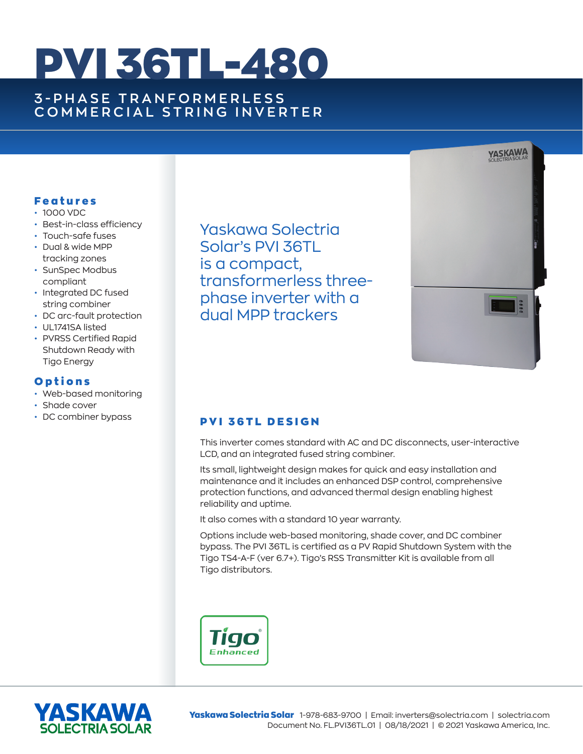# PVI 36TL-480

## 3-PHASE TRANFORMERLESS COMMERCIAL STRING INVERTER

### Features

- 1000 VDC
- Best-in-class efficiency
- Touch-safe fuses
- Dual & wide MPP tracking zones
- SunSpec Modbus compliant
- Integrated DC fused string combiner
- DC arc-fault protection
- UL1741SA listed
- PVRSS Certified Rapid Shutdown Ready with Tigo Energy

### Options

- Web-based monitoring
- Shade cover
- DC combiner bypass

Yaskawa Solectria Solar's PVI 36TL is a compact, transformerless three-phase inverter with a dual MPP trackers

### PVI 36TL DESIGN

This inverter comes standard with AC and DC disconnects, user-interactive LCD, and an integrated fused string combiner.

Its small, lightweight design makes for quick and easy installation and maintenance and it includes an enhanced DSP control, comprehensive protection functions, and advanced thermal design enabling highest reliability and uptime.

It also comes with a standard 10 year warranty.

Options include web-based monitoring, shade cover, and DC combiner bypass. The PVI 36TL is certified as a PV Rapid Shutdown System with the Tigo TS4-A-F (ver 6.7+). Tigo's RSS Transmitter Kit is available from all Tigo distributors.

Tigo® Enhanced

YASKAWA SOLECTRIA SOLAR

**Yaskawa Solectria Solar** 1-978-683-9700 | Email: inverters@solectria.com | solectria.com
Document No. FL.PVI36TL.01 | 08/18/2021 | © 2021 Yaskawa America, Inc.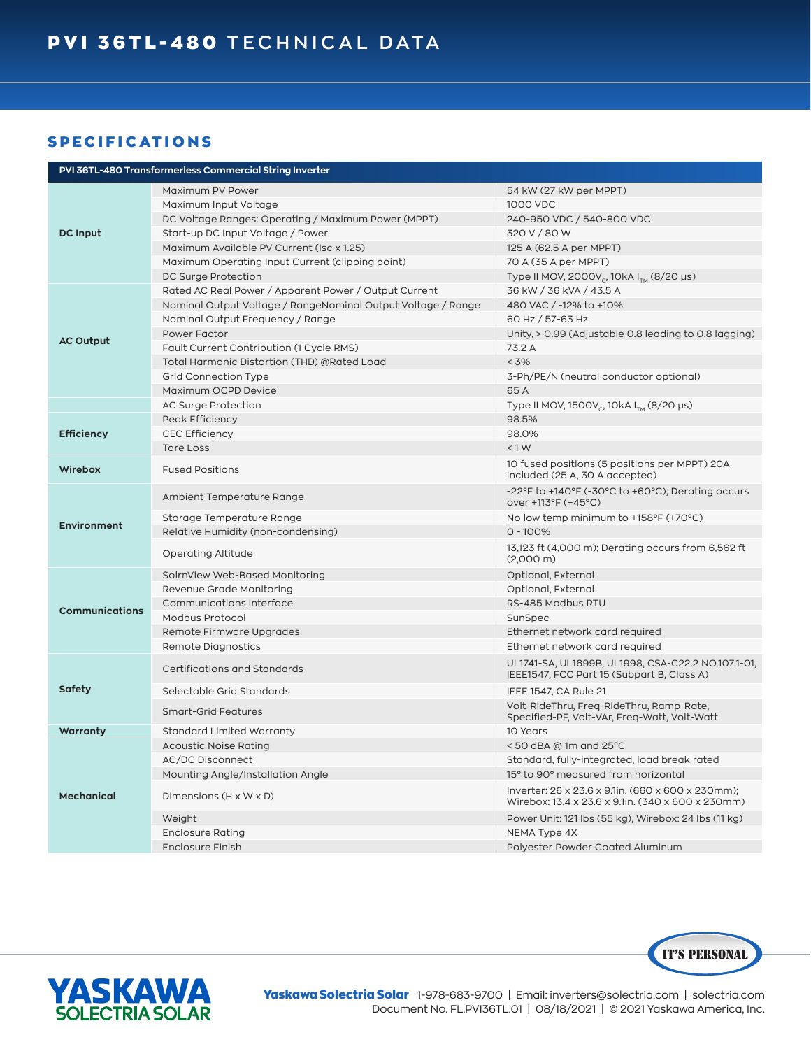# PVI 36TL-480 TECHNICAL DATA

## SPECIFICATIONS

| PVI 36TL-480 Transformerless Commercial String Inverter | | |
|---|---|---|
| DC Input | Maximum PV Power | 54 kW (27 kW per MPPT) |
| | Maximum Input Voltage | 1000 VDC |
| | DC Voltage Ranges: Operating / Maximum Power (MPPT) | 240-950 VDC / 540-800 VDC |
| | Start-up DC Input Voltage / Power | 320 V / 80 W |
| | Maximum Available PV Current (Isc x 1.25) | 125 A (62.5 A per MPPT) |
| | Maximum Operating Input Current (clipping point) | 70 A (35 A per MPPT) |
| | DC Surge Protection | Type II MOV, 2000$V_C$, 10kA $I_{TM}$ (8/20 µs) |
| AC Output | Rated AC Real Power / Apparent Power / Output Current | 36 kW / 36 kVA / 43.5 A |
| | Nominal Output Voltage / RangeNominal Output Voltage / Range | 480 VAC / -12% to +10% |
| | Nominal Output Frequency / Range | 60 Hz / 57-63 Hz |
| | Power Factor | Unity, > 0.99 (Adjustable 0.8 leading to 0.8 lagging) |
| | Fault Current Contribution (1 Cycle RMS) | 73.2 A |
| | Total Harmonic Distortion (THD) @Rated Load | < 3% |
| | Grid Connection Type | 3-Ph/PE/N (neutral conductor optional) |
| | Maximum OCPD Device | 65 A |
| | AC Surge Protection | Type II MOV, 1500$V_C$, 10kA $I_{TM}$ (8/20 µs) |
| Efficiency | Peak Efficiency | 98.5% |
| | CEC Efficiency | 98.0% |
| | Tare Loss | < 1 W |
| Wirebox | Fused Positions | 10 fused positions (5 positions per MPPT) 20A included (25 A, 30 A accepted) |
| Environment | Ambient Temperature Range | -22°F to +140°F (-30°C to +60°C); Derating occurs over +113°F (+45°C) |
| | Storage Temperature Range | No low temp minimum to +158°F (+70°C) |
| | Relative Humidity (non-condensing) | 0 - 100% |
| | Operating Altitude | 13,123 ft (4,000 m); Derating occurs from 6,562 ft (2,000 m) |
| Communications | SolrnView Web-Based Monitoring | Optional, External |
| | Revenue Grade Monitoring | Optional, External |
| | Communications Interface | RS-485 Modbus RTU |
| | Modbus Protocol | SunSpec |
| | Remote Firmware Upgrades | Ethernet network card required |
| | Remote Diagnostics | Ethernet network card required |
| Safety | Certifications and Standards | UL1741-SA, UL1699B, UL1998, CSA-C22.2 NO.107.1-01, IEEE1547, FCC Part 15 (Subpart B, Class A) |
| | Selectable Grid Standards | IEEE 1547, CA Rule 21 |
| | Smart-Grid Features | Volt-RideThru, Freq-RideThru, Ramp-Rate, Specified-PF, Volt-VAr, Freq-Watt, Volt-Watt |
| Warranty | Standard Limited Warranty | 10 Years |
| Mechanical | Acoustic Noise Rating | < 50 dBA @ 1m and 25°C |
| | AC/DC Disconnect | Standard, fully-integrated, load break rated |
| | Mounting Angle/Installation Angle | 15° to 90° measured from horizontal |
| | Dimensions (H x W x D) | Inverter: 26 x 23.6 x 9.1in. (660 x 600 x 230mm); Wirebox: 13.4 x 23.6 x 9.1in. (340 x 600 x 230mm) |
| | Weight | Power Unit: 121 lbs (55 kg), Wirebox: 24 lbs (11 kg) |
| | Enclosure Rating | NEMA Type 4X |
| | Enclosure Finish | Polyester Powder Coated Aluminum |

IT'S PERSONAL

YASKAWA SOLECTRIA SOLAR

**Yaskawa Solectria Solar** 1-978-683-9700 | Email: inverters@solectria.com | solectria.com
Document No. FL.PVI36TL.01 | 08/18/2021 | © 2021 Yaskawa America, Inc.